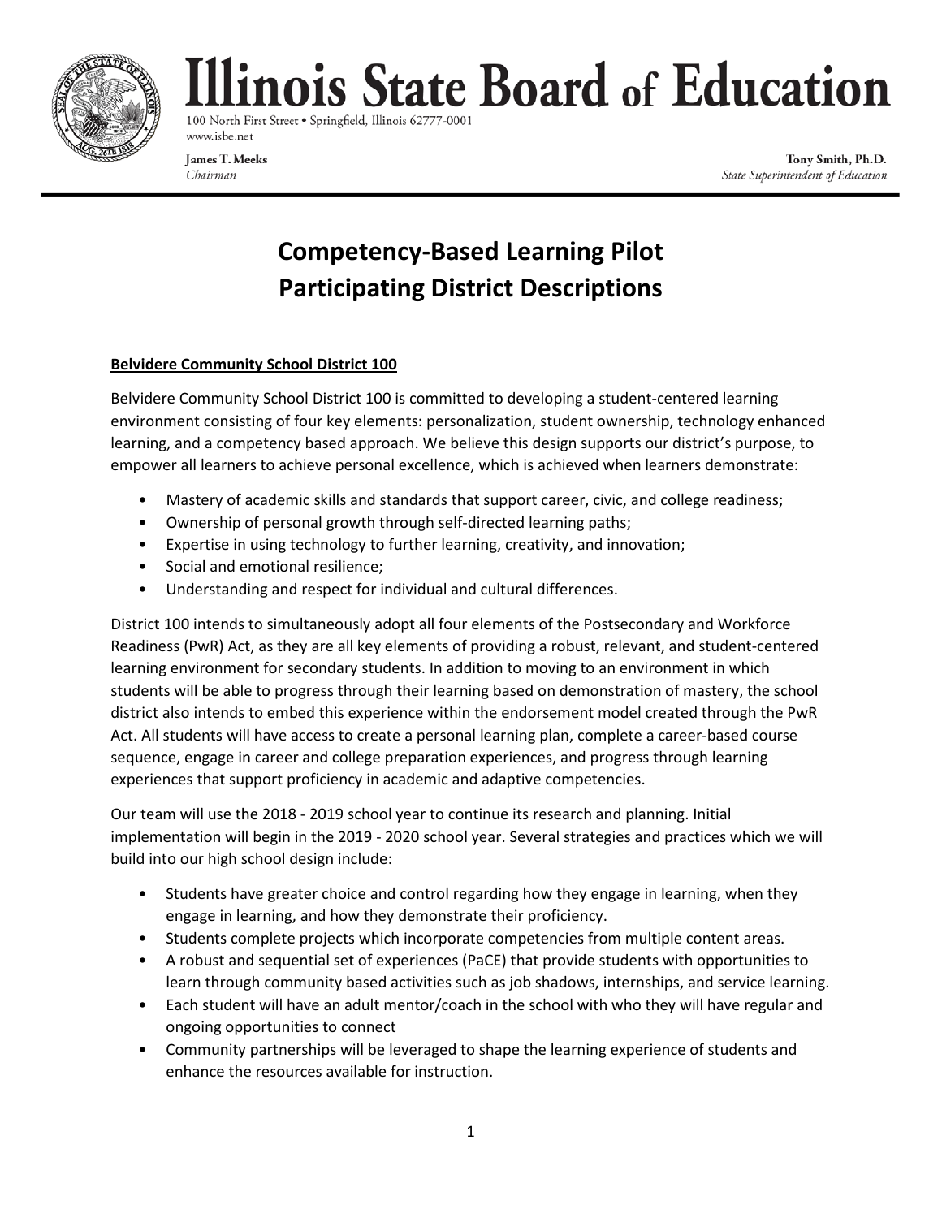# Illinois State Board of Education

100 North First Street • Springfield, Illinois 62777-0001
www.isbe.net

James T. Meeks
*Chairman*

Tony Smith, Ph.D.
*State Superintendent of Education*

## Competency-Based Learning Pilot
## Participating District Descriptions

### Belvidere Community School District 100

Belvidere Community School District 100 is committed to developing a student-centered learning environment consisting of four key elements: personalization, student ownership, technology enhanced learning, and a competency based approach. We believe this design supports our district's purpose, to empower all learners to achieve personal excellence, which is achieved when learners demonstrate:

- Mastery of academic skills and standards that support career, civic, and college readiness;
- Ownership of personal growth through self-directed learning paths;
- Expertise in using technology to further learning, creativity, and innovation;
- Social and emotional resilience;
- Understanding and respect for individual and cultural differences.

District 100 intends to simultaneously adopt all four elements of the Postsecondary and Workforce Readiness (PwR) Act, as they are all key elements of providing a robust, relevant, and student-centered learning environment for secondary students. In addition to moving to an environment in which students will be able to progress through their learning based on demonstration of mastery, the school district also intends to embed this experience within the endorsement model created through the PwR Act. All students will have access to create a personal learning plan, complete a career-based course sequence, engage in career and college preparation experiences, and progress through learning experiences that support proficiency in academic and adaptive competencies.

Our team will use the 2018 - 2019 school year to continue its research and planning. Initial implementation will begin in the 2019 - 2020 school year. Several strategies and practices which we will build into our high school design include:

- Students have greater choice and control regarding how they engage in learning, when they engage in learning, and how they demonstrate their proficiency.
- Students complete projects which incorporate competencies from multiple content areas.
- A robust and sequential set of experiences (PaCE) that provide students with opportunities to learn through community based activities such as job shadows, internships, and service learning.
- Each student will have an adult mentor/coach in the school with who they will have regular and ongoing opportunities to connect
- Community partnerships will be leveraged to shape the learning experience of students and enhance the resources available for instruction.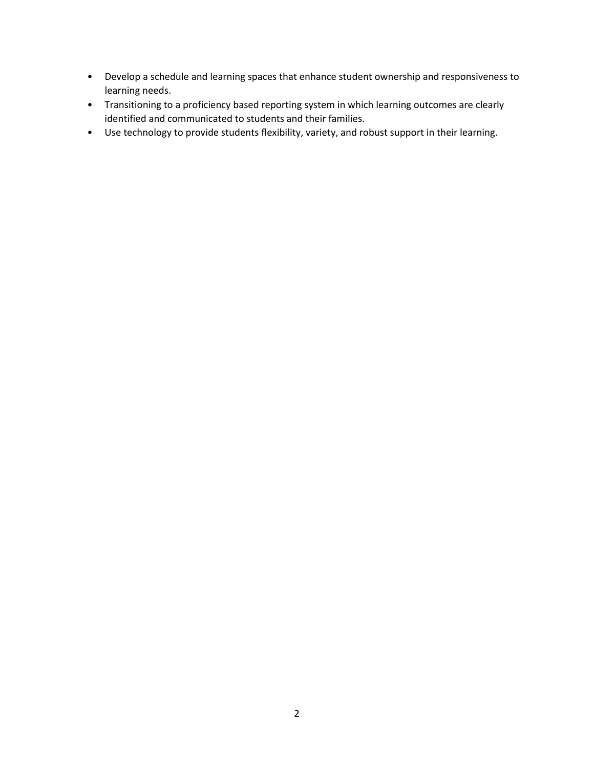- Develop a schedule and learning spaces that enhance student ownership and responsiveness to learning needs.
- Transitioning to a proficiency based reporting system in which learning outcomes are clearly identified and communicated to students and their families.
- Use technology to provide students flexibility, variety, and robust support in their learning.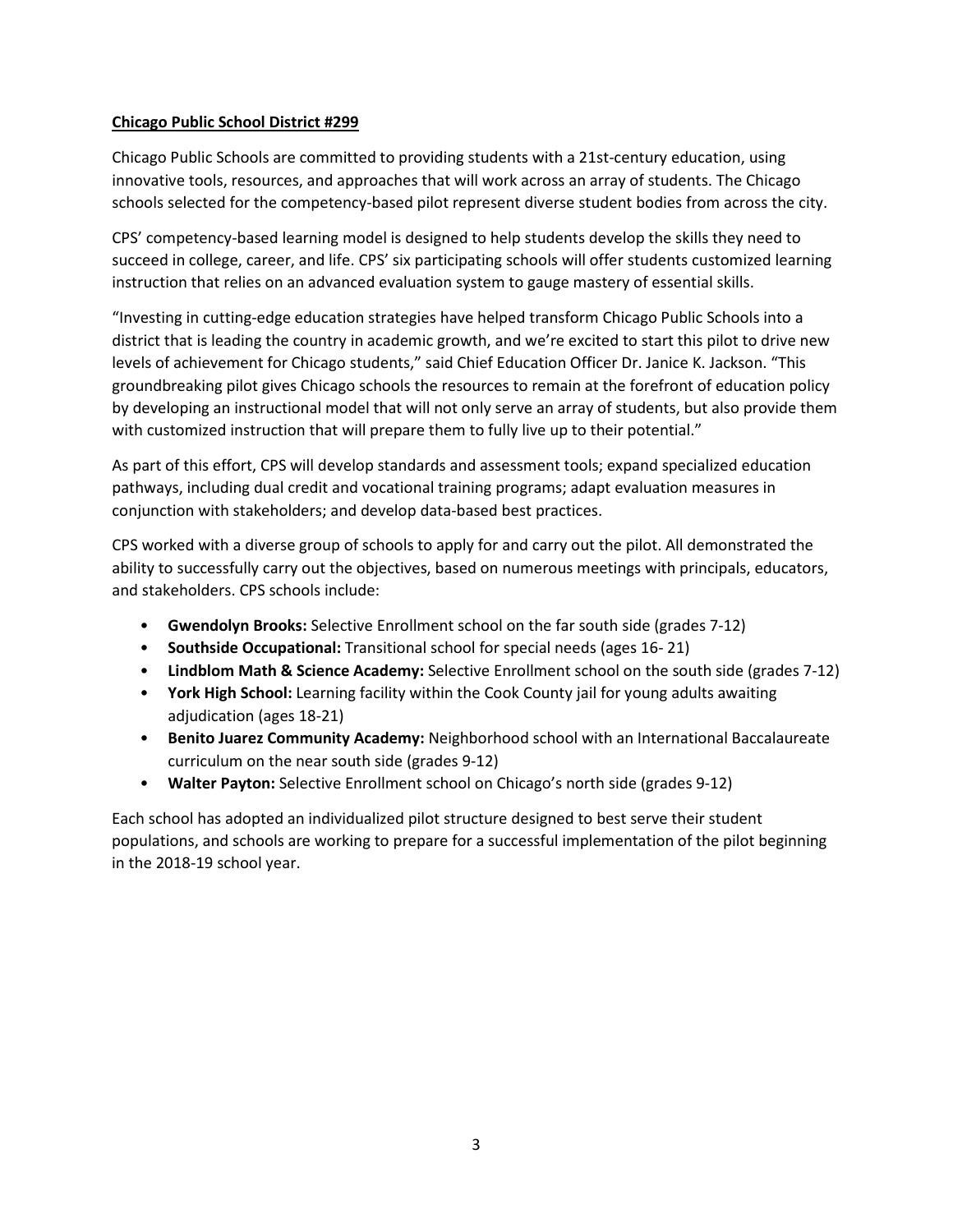**Chicago Public School District #299**

Chicago Public Schools are committed to providing students with a 21st-century education, using innovative tools, resources, and approaches that will work across an array of students. The Chicago schools selected for the competency-based pilot represent diverse student bodies from across the city.

CPS' competency-based learning model is designed to help students develop the skills they need to succeed in college, career, and life. CPS' six participating schools will offer students customized learning instruction that relies on an advanced evaluation system to gauge mastery of essential skills.

"Investing in cutting-edge education strategies have helped transform Chicago Public Schools into a district that is leading the country in academic growth, and we're excited to start this pilot to drive new levels of achievement for Chicago students," said Chief Education Officer Dr. Janice K. Jackson. "This groundbreaking pilot gives Chicago schools the resources to remain at the forefront of education policy by developing an instructional model that will not only serve an array of students, but also provide them with customized instruction that will prepare them to fully live up to their potential."

As part of this effort, CPS will develop standards and assessment tools; expand specialized education pathways, including dual credit and vocational training programs; adapt evaluation measures in conjunction with stakeholders; and develop data-based best practices.

CPS worked with a diverse group of schools to apply for and carry out the pilot. All demonstrated the ability to successfully carry out the objectives, based on numerous meetings with principals, educators, and stakeholders. CPS schools include:

- **Gwendolyn Brooks:** Selective Enrollment school on the far south side (grades 7-12)
- **Southside Occupational:** Transitional school for special needs (ages 16- 21)
- **Lindblom Math & Science Academy:** Selective Enrollment school on the south side (grades 7-12)
- **York High School:** Learning facility within the Cook County jail for young adults awaiting adjudication (ages 18-21)
- **Benito Juarez Community Academy:** Neighborhood school with an International Baccalaureate curriculum on the near south side (grades 9-12)
- **Walter Payton:** Selective Enrollment school on Chicago's north side (grades 9-12)

Each school has adopted an individualized pilot structure designed to best serve their student populations, and schools are working to prepare for a successful implementation of the pilot beginning in the 2018-19 school year.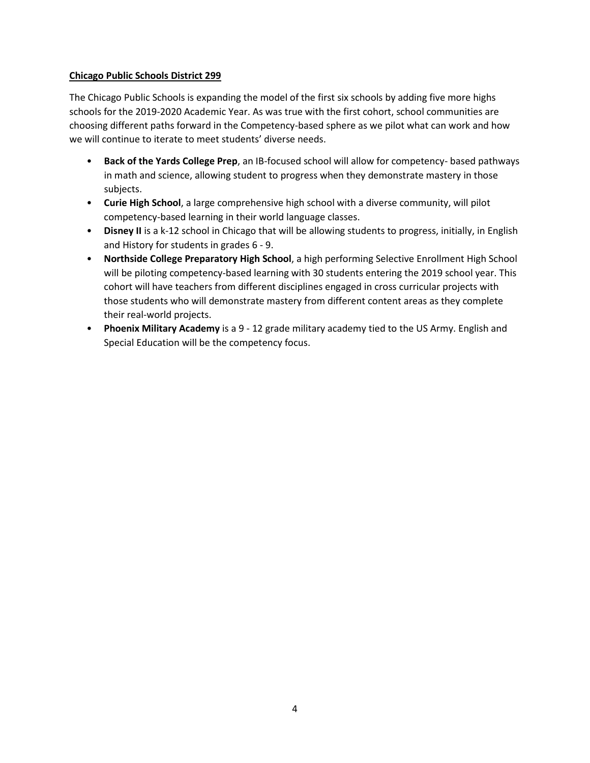**Chicago Public Schools District 299**

The Chicago Public Schools is expanding the model of the first six schools by adding five more highs schools for the 2019-2020 Academic Year. As was true with the first cohort, school communities are choosing different paths forward in the Competency-based sphere as we pilot what can work and how we will continue to iterate to meet students' diverse needs.

- **Back of the Yards College Prep**, an IB-focused school will allow for competency- based pathways in math and science, allowing student to progress when they demonstrate mastery in those subjects.
- **Curie High School**, a large comprehensive high school with a diverse community, will pilot competency-based learning in their world language classes.
- **Disney II** is a k-12 school in Chicago that will be allowing students to progress, initially, in English and History for students in grades 6 - 9.
- **Northside College Preparatory High School**, a high performing Selective Enrollment High School will be piloting competency-based learning with 30 students entering the 2019 school year. This cohort will have teachers from different disciplines engaged in cross curricular projects with those students who will demonstrate mastery from different content areas as they complete their real-world projects.
- **Phoenix Military Academy** is a 9 - 12 grade military academy tied to the US Army. English and Special Education will be the competency focus.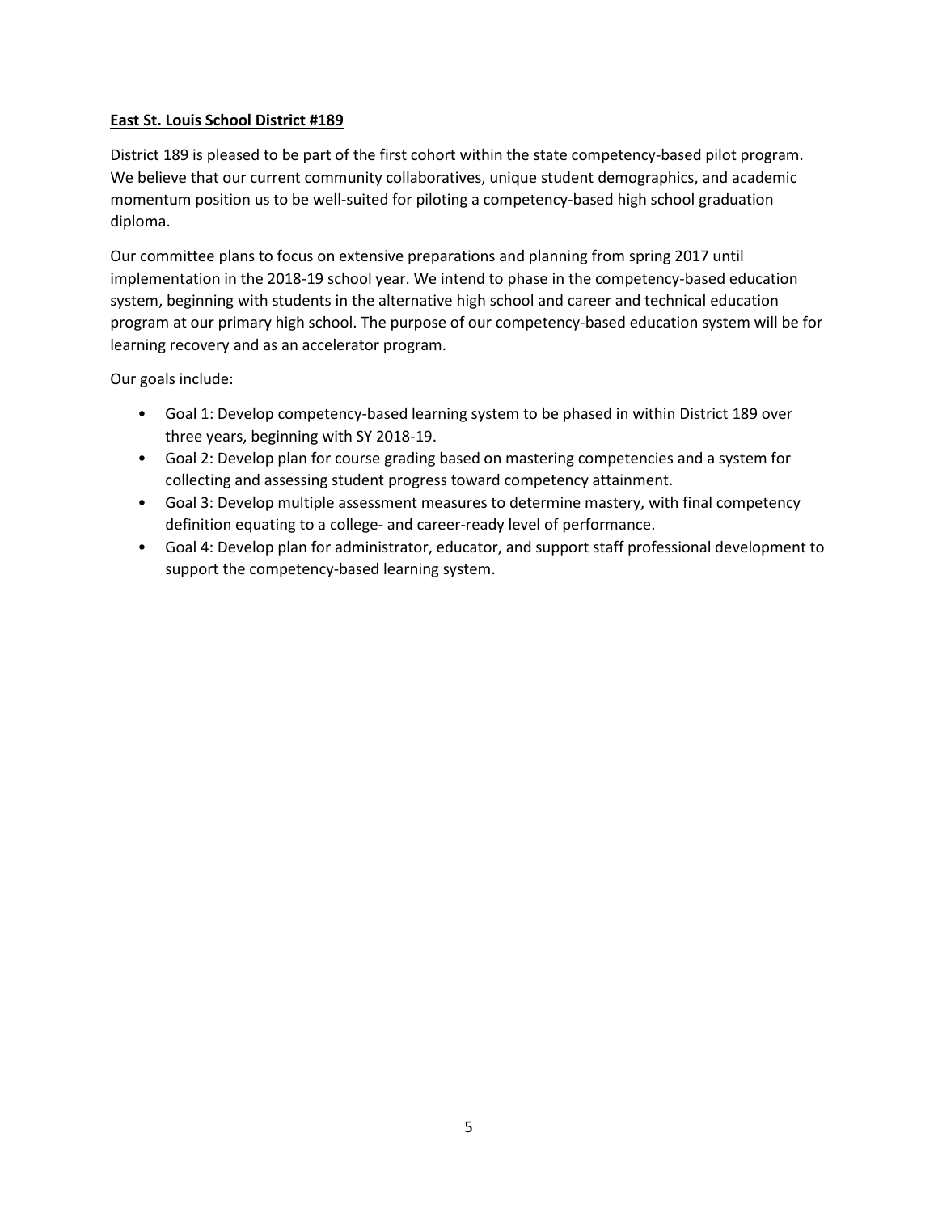**East St. Louis School District #189**

District 189 is pleased to be part of the first cohort within the state competency-based pilot program. We believe that our current community collaboratives, unique student demographics, and academic momentum position us to be well-suited for piloting a competency-based high school graduation diploma.

Our committee plans to focus on extensive preparations and planning from spring 2017 until implementation in the 2018-19 school year. We intend to phase in the competency-based education system, beginning with students in the alternative high school and career and technical education program at our primary high school. The purpose of our competency-based education system will be for learning recovery and as an accelerator program.

Our goals include:

- Goal 1: Develop competency-based learning system to be phased in within District 189 over three years, beginning with SY 2018-19.
- Goal 2: Develop plan for course grading based on mastering competencies and a system for collecting and assessing student progress toward competency attainment.
- Goal 3: Develop multiple assessment measures to determine mastery, with final competency definition equating to a college- and career-ready level of performance.
- Goal 4: Develop plan for administrator, educator, and support staff professional development to support the competency-based learning system.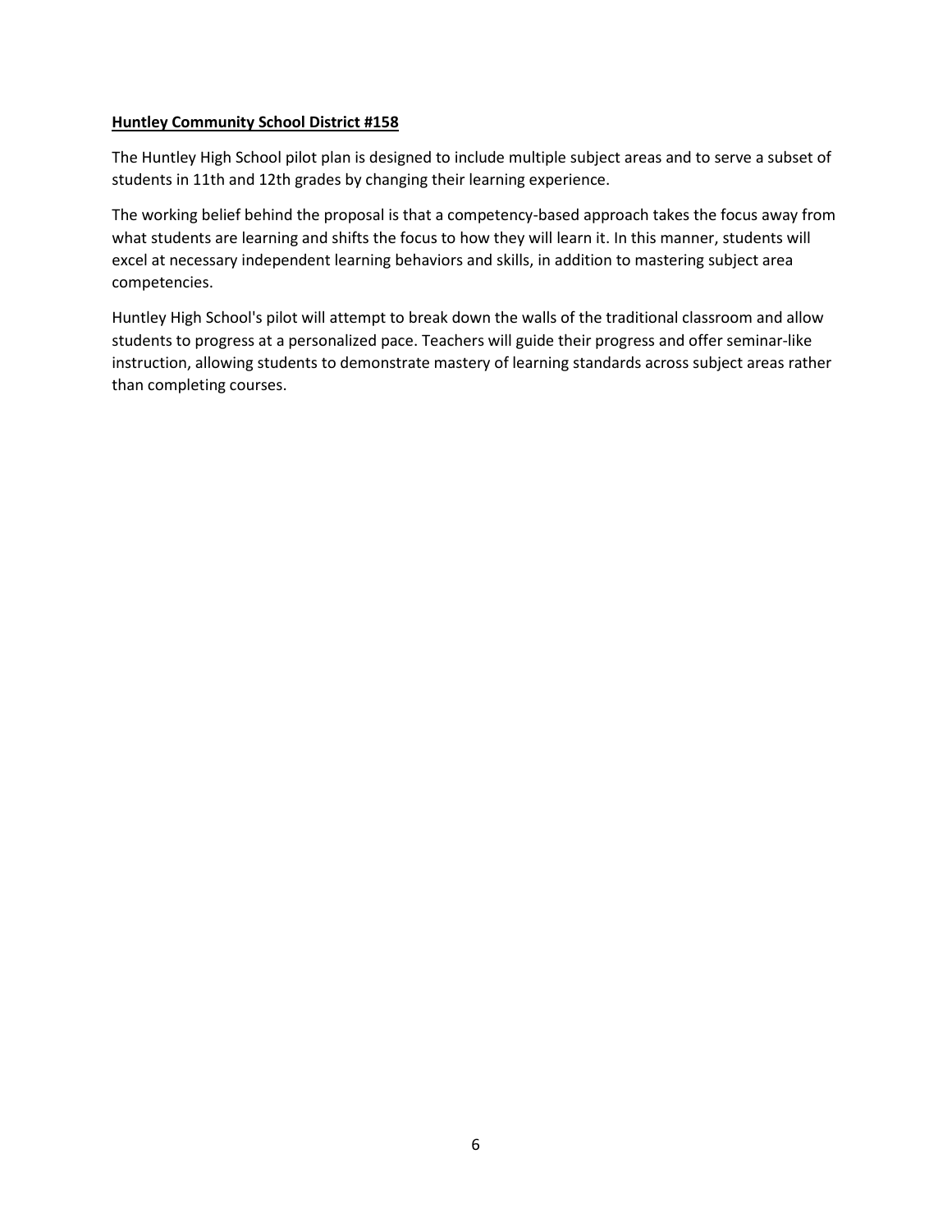**Huntley Community School District #158**

The Huntley High School pilot plan is designed to include multiple subject areas and to serve a subset of students in 11th and 12th grades by changing their learning experience.

The working belief behind the proposal is that a competency-based approach takes the focus away from what students are learning and shifts the focus to how they will learn it. In this manner, students will excel at necessary independent learning behaviors and skills, in addition to mastering subject area competencies.

Huntley High School's pilot will attempt to break down the walls of the traditional classroom and allow students to progress at a personalized pace. Teachers will guide their progress and offer seminar-like instruction, allowing students to demonstrate mastery of learning standards across subject areas rather than completing courses.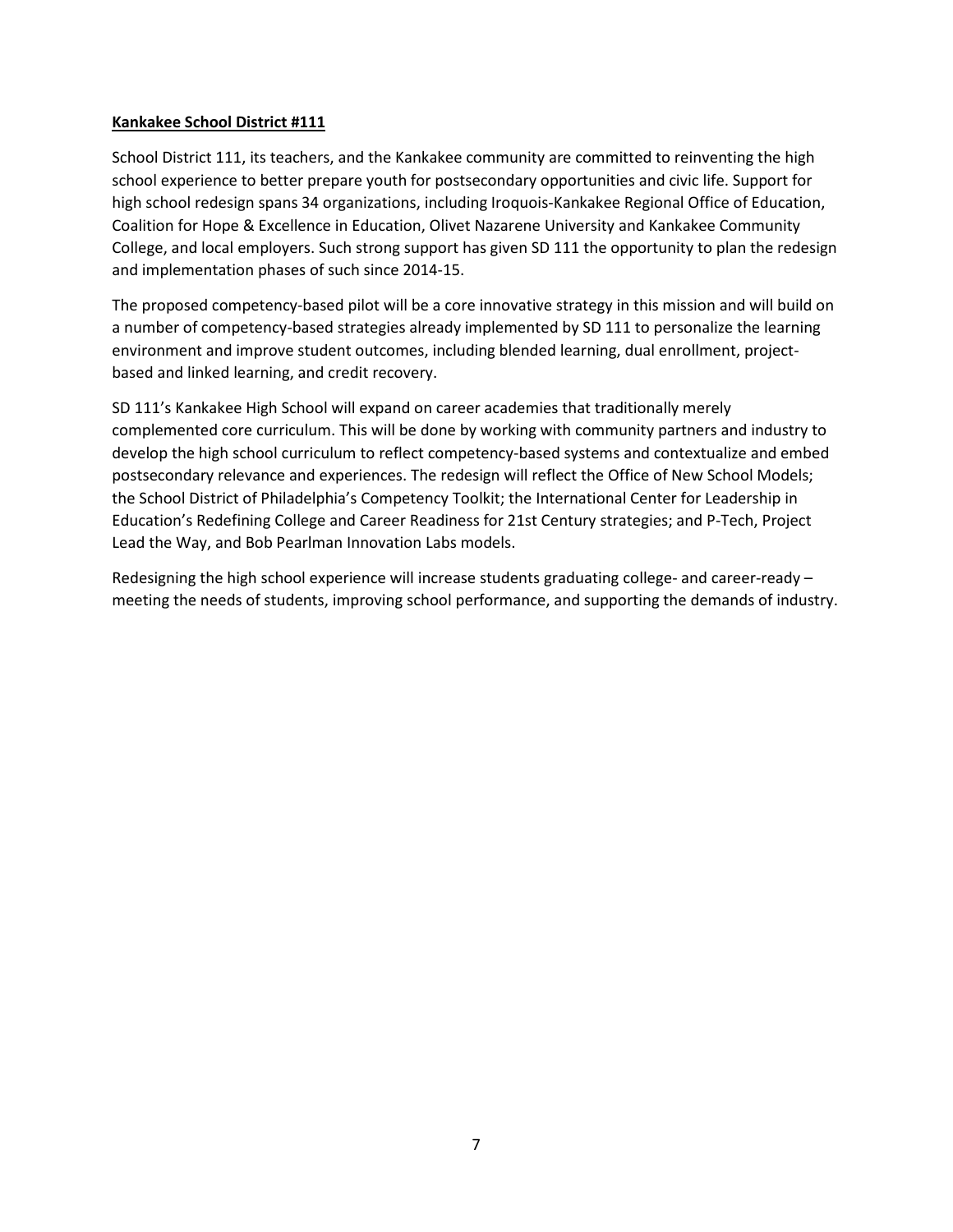**Kankakee School District #111**

School District 111, its teachers, and the Kankakee community are committed to reinventing the high school experience to better prepare youth for postsecondary opportunities and civic life. Support for high school redesign spans 34 organizations, including Iroquois-Kankakee Regional Office of Education, Coalition for Hope & Excellence in Education, Olivet Nazarene University and Kankakee Community College, and local employers. Such strong support has given SD 111 the opportunity to plan the redesign and implementation phases of such since 2014-15.

The proposed competency-based pilot will be a core innovative strategy in this mission and will build on a number of competency-based strategies already implemented by SD 111 to personalize the learning environment and improve student outcomes, including blended learning, dual enrollment, project-based and linked learning, and credit recovery.

SD 111's Kankakee High School will expand on career academies that traditionally merely complemented core curriculum. This will be done by working with community partners and industry to develop the high school curriculum to reflect competency-based systems and contextualize and embed postsecondary relevance and experiences. The redesign will reflect the Office of New School Models; the School District of Philadelphia's Competency Toolkit; the International Center for Leadership in Education's Redefining College and Career Readiness for 21st Century strategies; and P-Tech, Project Lead the Way, and Bob Pearlman Innovation Labs models.

Redesigning the high school experience will increase students graduating college- and career-ready – meeting the needs of students, improving school performance, and supporting the demands of industry.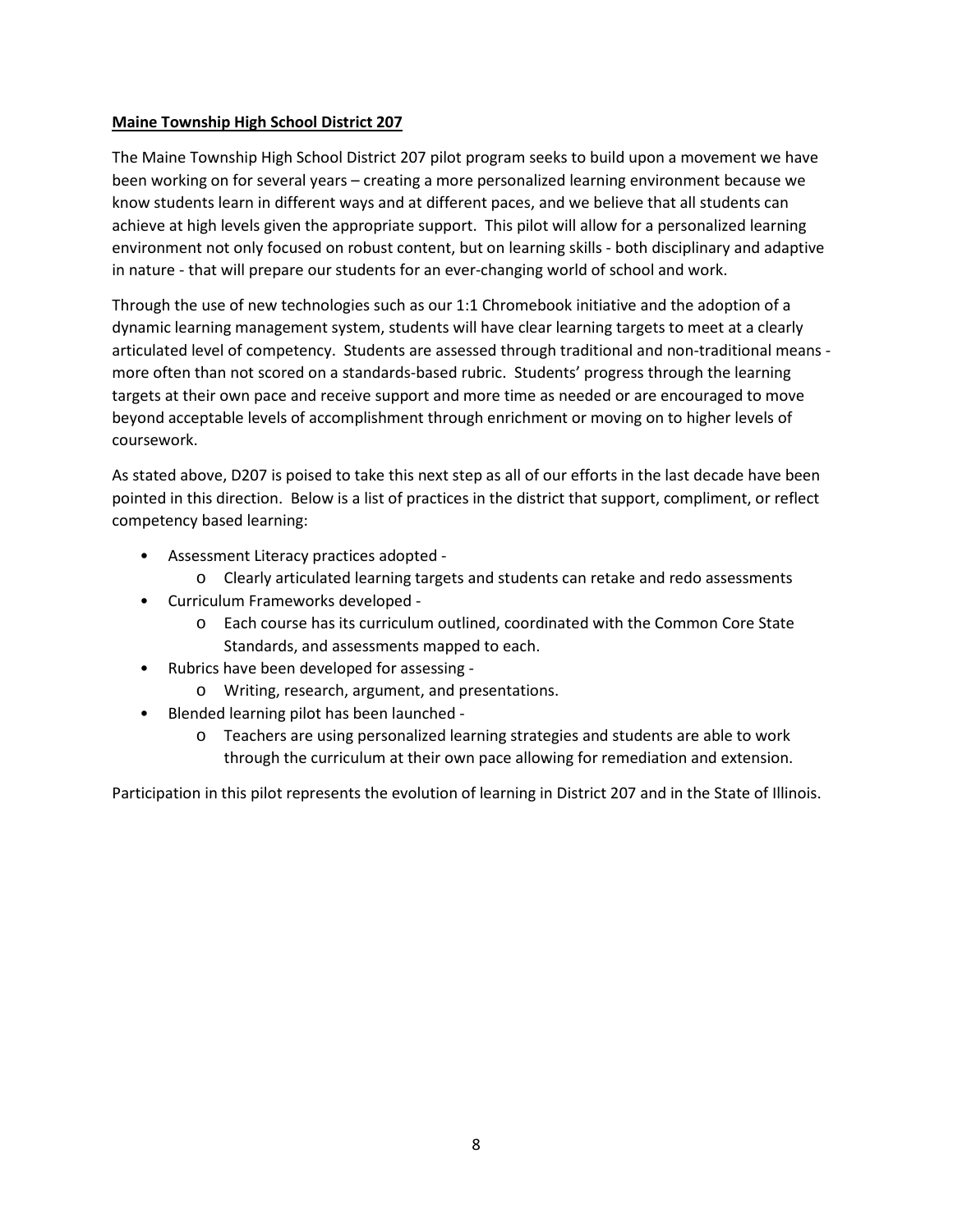**Maine Township High School District 207**

The Maine Township High School District 207 pilot program seeks to build upon a movement we have been working on for several years – creating a more personalized learning environment because we know students learn in different ways and at different paces, and we believe that all students can achieve at high levels given the appropriate support. This pilot will allow for a personalized learning environment not only focused on robust content, but on learning skills - both disciplinary and adaptive in nature - that will prepare our students for an ever-changing world of school and work.

Through the use of new technologies such as our 1:1 Chromebook initiative and the adoption of a dynamic learning management system, students will have clear learning targets to meet at a clearly articulated level of competency. Students are assessed through traditional and non-traditional means - more often than not scored on a standards-based rubric. Students' progress through the learning targets at their own pace and receive support and more time as needed or are encouraged to move beyond acceptable levels of accomplishment through enrichment or moving on to higher levels of coursework.

As stated above, D207 is poised to take this next step as all of our efforts in the last decade have been pointed in this direction. Below is a list of practices in the district that support, compliment, or reflect competency based learning:

- Assessment Literacy practices adopted -
  - Clearly articulated learning targets and students can retake and redo assessments
- Curriculum Frameworks developed -
  - Each course has its curriculum outlined, coordinated with the Common Core State Standards, and assessments mapped to each.
- Rubrics have been developed for assessing -
  - Writing, research, argument, and presentations.
- Blended learning pilot has been launched -
  - Teachers are using personalized learning strategies and students are able to work through the curriculum at their own pace allowing for remediation and extension.

Participation in this pilot represents the evolution of learning in District 207 and in the State of Illinois.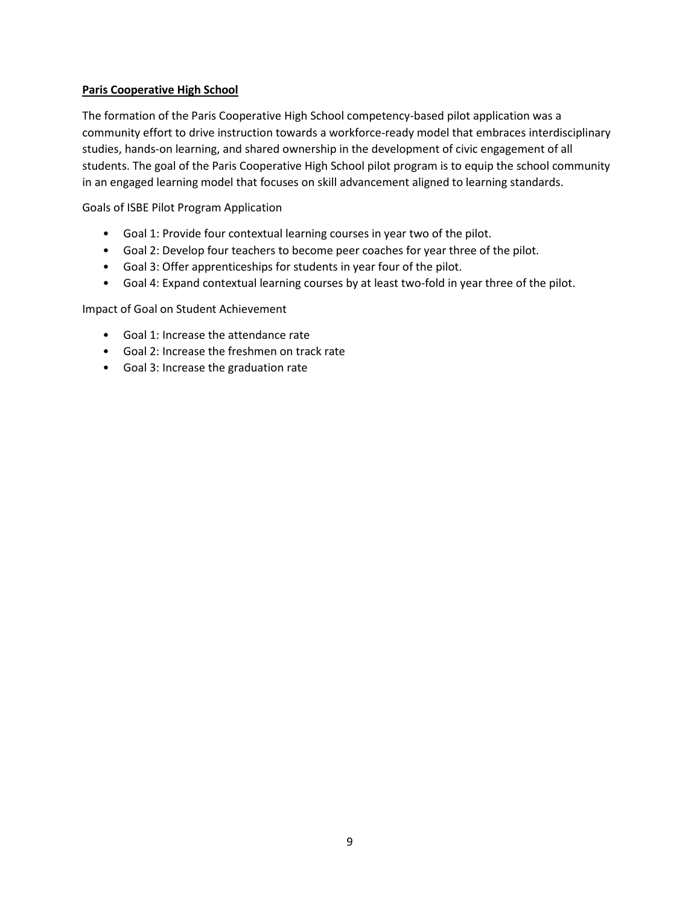**Paris Cooperative High School**

The formation of the Paris Cooperative High School competency-based pilot application was a community effort to drive instruction towards a workforce-ready model that embraces interdisciplinary studies, hands-on learning, and shared ownership in the development of civic engagement of all students. The goal of the Paris Cooperative High School pilot program is to equip the school community in an engaged learning model that focuses on skill advancement aligned to learning standards.

Goals of ISBE Pilot Program Application

- Goal 1: Provide four contextual learning courses in year two of the pilot.
- Goal 2: Develop four teachers to become peer coaches for year three of the pilot.
- Goal 3: Offer apprenticeships for students in year four of the pilot.
- Goal 4: Expand contextual learning courses by at least two-fold in year three of the pilot.

Impact of Goal on Student Achievement

- Goal 1: Increase the attendance rate
- Goal 2: Increase the freshmen on track rate
- Goal 3: Increase the graduation rate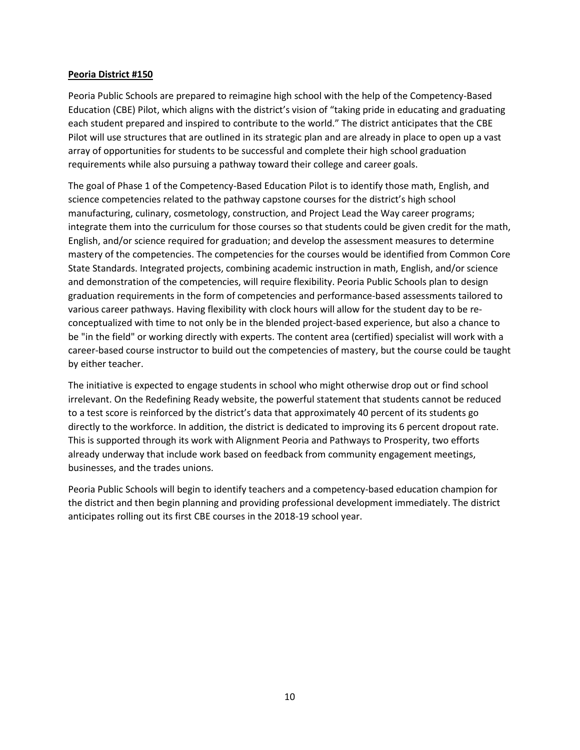**Peoria District #150**

Peoria Public Schools are prepared to reimagine high school with the help of the Competency-Based Education (CBE) Pilot, which aligns with the district's vision of "taking pride in educating and graduating each student prepared and inspired to contribute to the world." The district anticipates that the CBE Pilot will use structures that are outlined in its strategic plan and are already in place to open up a vast array of opportunities for students to be successful and complete their high school graduation requirements while also pursuing a pathway toward their college and career goals.

The goal of Phase 1 of the Competency-Based Education Pilot is to identify those math, English, and science competencies related to the pathway capstone courses for the district's high school manufacturing, culinary, cosmetology, construction, and Project Lead the Way career programs; integrate them into the curriculum for those courses so that students could be given credit for the math, English, and/or science required for graduation; and develop the assessment measures to determine mastery of the competencies. The competencies for the courses would be identified from Common Core State Standards. Integrated projects, combining academic instruction in math, English, and/or science and demonstration of the competencies, will require flexibility. Peoria Public Schools plan to design graduation requirements in the form of competencies and performance-based assessments tailored to various career pathways. Having flexibility with clock hours will allow for the student day to be re-conceptualized with time to not only be in the blended project-based experience, but also a chance to be "in the field" or working directly with experts. The content area (certified) specialist will work with a career-based course instructor to build out the competencies of mastery, but the course could be taught by either teacher.

The initiative is expected to engage students in school who might otherwise drop out or find school irrelevant. On the Redefining Ready website, the powerful statement that students cannot be reduced to a test score is reinforced by the district's data that approximately 40 percent of its students go directly to the workforce. In addition, the district is dedicated to improving its 6 percent dropout rate. This is supported through its work with Alignment Peoria and Pathways to Prosperity, two efforts already underway that include work based on feedback from community engagement meetings, businesses, and the trades unions.

Peoria Public Schools will begin to identify teachers and a competency-based education champion for the district and then begin planning and providing professional development immediately. The district anticipates rolling out its first CBE courses in the 2018-19 school year.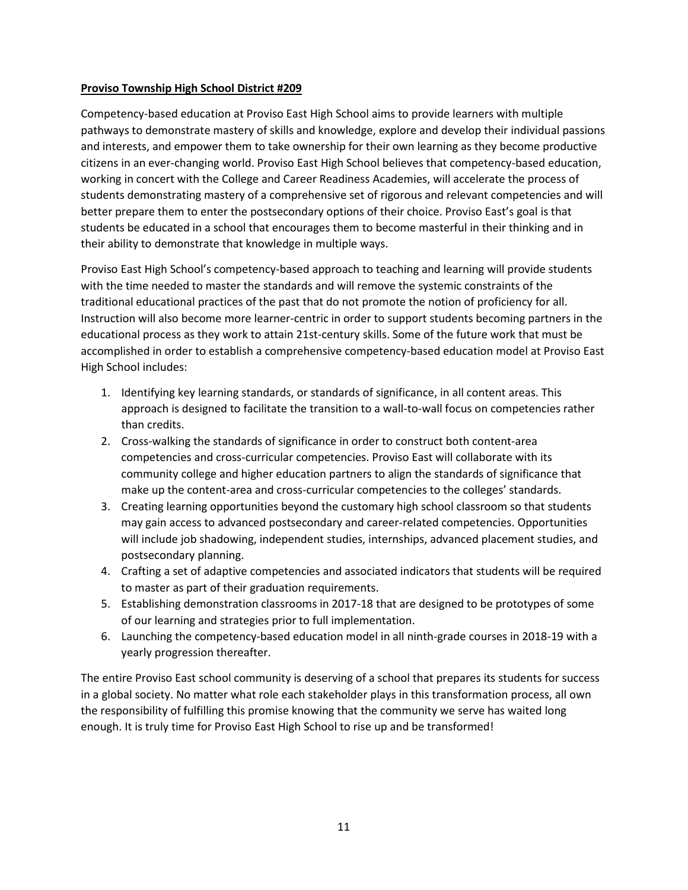**Proviso Township High School District #209**

Competency-based education at Proviso East High School aims to provide learners with multiple pathways to demonstrate mastery of skills and knowledge, explore and develop their individual passions and interests, and empower them to take ownership for their own learning as they become productive citizens in an ever-changing world. Proviso East High School believes that competency-based education, working in concert with the College and Career Readiness Academies, will accelerate the process of students demonstrating mastery of a comprehensive set of rigorous and relevant competencies and will better prepare them to enter the postsecondary options of their choice. Proviso East's goal is that students be educated in a school that encourages them to become masterful in their thinking and in their ability to demonstrate that knowledge in multiple ways.

Proviso East High School's competency-based approach to teaching and learning will provide students with the time needed to master the standards and will remove the systemic constraints of the traditional educational practices of the past that do not promote the notion of proficiency for all. Instruction will also become more learner-centric in order to support students becoming partners in the educational process as they work to attain 21st-century skills. Some of the future work that must be accomplished in order to establish a comprehensive competency-based education model at Proviso East High School includes:

1. Identifying key learning standards, or standards of significance, in all content areas. This approach is designed to facilitate the transition to a wall-to-wall focus on competencies rather than credits.
2. Cross-walking the standards of significance in order to construct both content-area competencies and cross-curricular competencies. Proviso East will collaborate with its community college and higher education partners to align the standards of significance that make up the content-area and cross-curricular competencies to the colleges' standards.
3. Creating learning opportunities beyond the customary high school classroom so that students may gain access to advanced postsecondary and career-related competencies. Opportunities will include job shadowing, independent studies, internships, advanced placement studies, and postsecondary planning.
4. Crafting a set of adaptive competencies and associated indicators that students will be required to master as part of their graduation requirements.
5. Establishing demonstration classrooms in 2017-18 that are designed to be prototypes of some of our learning and strategies prior to full implementation.
6. Launching the competency-based education model in all ninth-grade courses in 2018-19 with a yearly progression thereafter.

The entire Proviso East school community is deserving of a school that prepares its students for success in a global society. No matter what role each stakeholder plays in this transformation process, all own the responsibility of fulfilling this promise knowing that the community we serve has waited long enough. It is truly time for Proviso East High School to rise up and be transformed!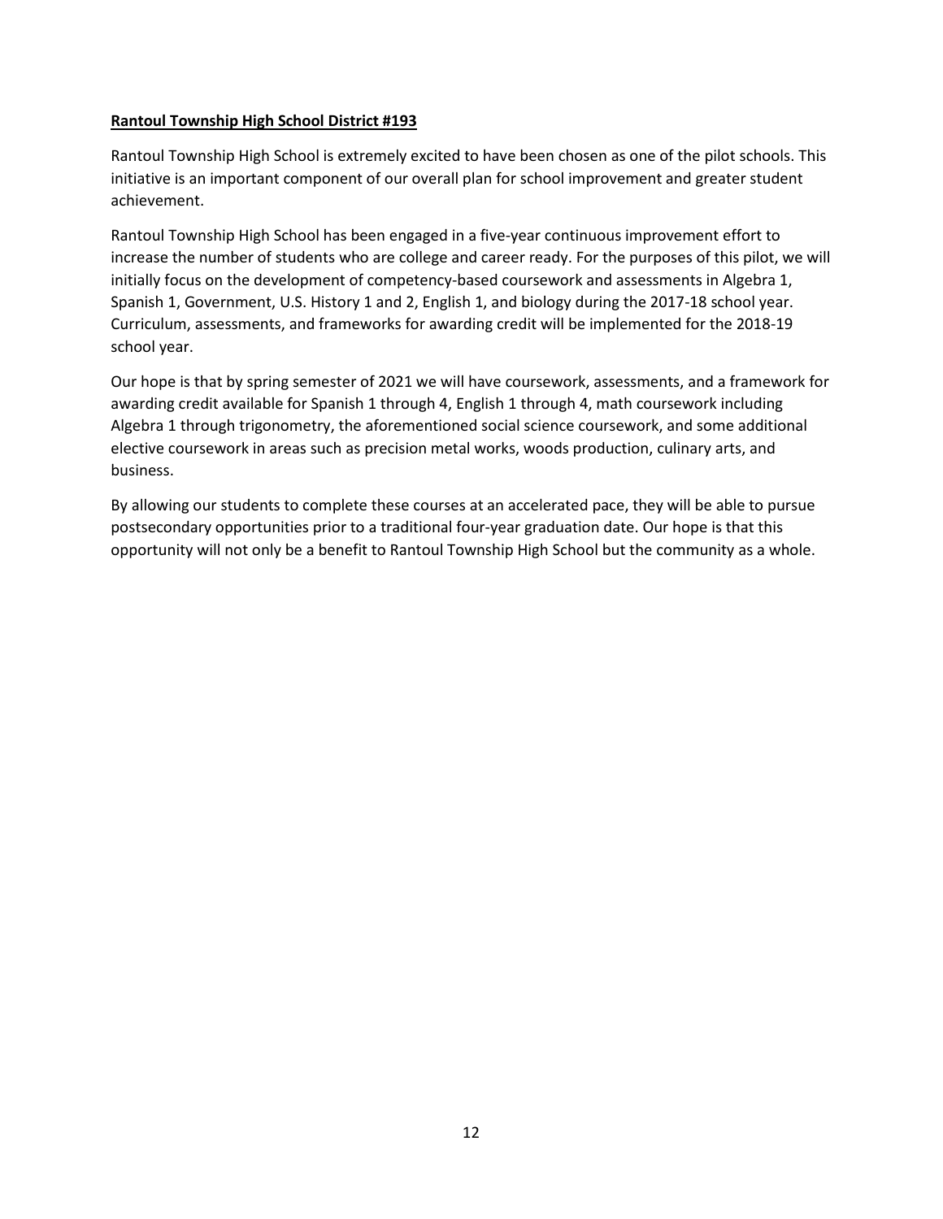**Rantoul Township High School District #193**

Rantoul Township High School is extremely excited to have been chosen as one of the pilot schools. This initiative is an important component of our overall plan for school improvement and greater student achievement.

Rantoul Township High School has been engaged in a five-year continuous improvement effort to increase the number of students who are college and career ready. For the purposes of this pilot, we will initially focus on the development of competency-based coursework and assessments in Algebra 1, Spanish 1, Government, U.S. History 1 and 2, English 1, and biology during the 2017-18 school year. Curriculum, assessments, and frameworks for awarding credit will be implemented for the 2018-19 school year.

Our hope is that by spring semester of 2021 we will have coursework, assessments, and a framework for awarding credit available for Spanish 1 through 4, English 1 through 4, math coursework including Algebra 1 through trigonometry, the aforementioned social science coursework, and some additional elective coursework in areas such as precision metal works, woods production, culinary arts, and business.

By allowing our students to complete these courses at an accelerated pace, they will be able to pursue postsecondary opportunities prior to a traditional four-year graduation date. Our hope is that this opportunity will not only be a benefit to Rantoul Township High School but the community as a whole.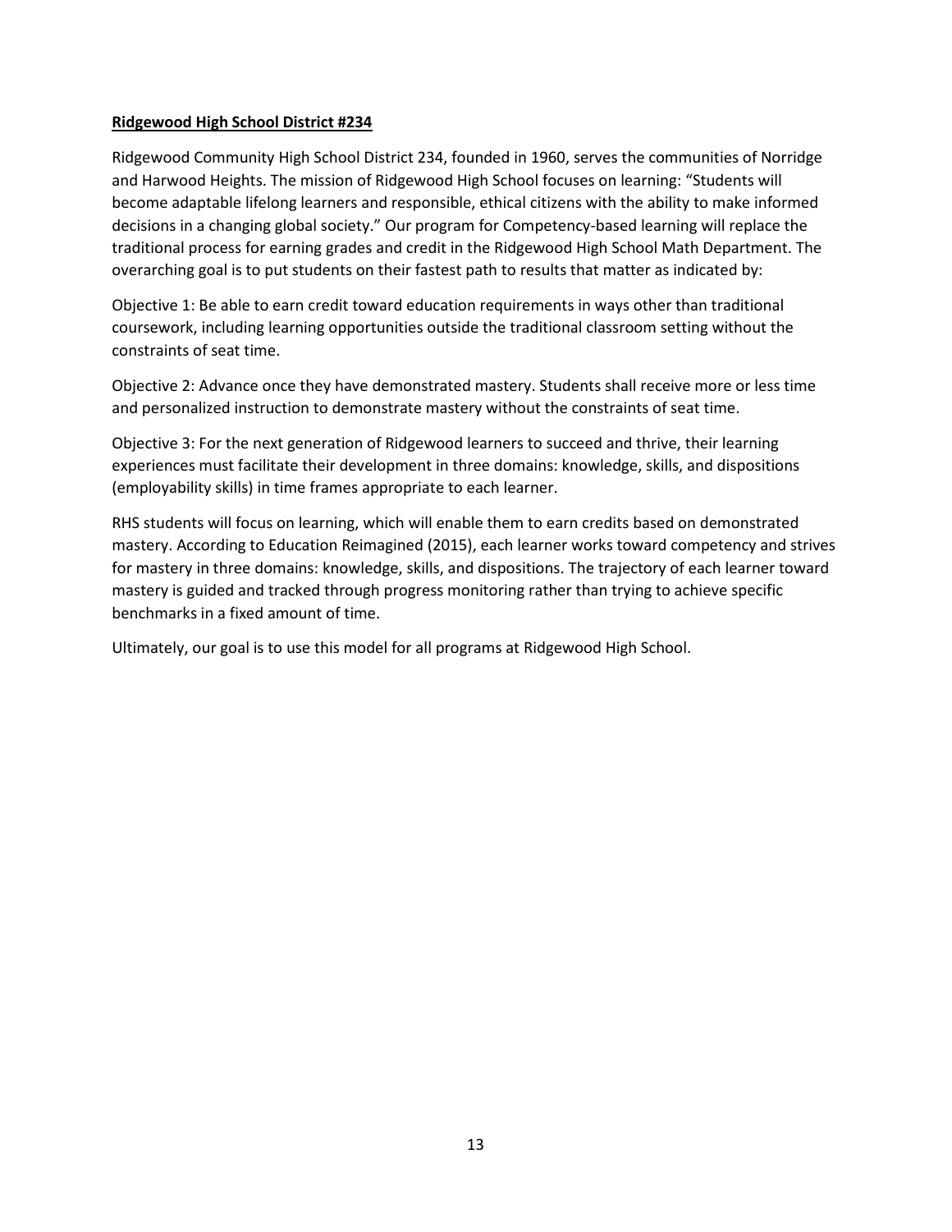**Ridgewood High School District #234**

Ridgewood Community High School District 234, founded in 1960, serves the communities of Norridge and Harwood Heights. The mission of Ridgewood High School focuses on learning: "Students will become adaptable lifelong learners and responsible, ethical citizens with the ability to make informed decisions in a changing global society." Our program for Competency-based learning will replace the traditional process for earning grades and credit in the Ridgewood High School Math Department. The overarching goal is to put students on their fastest path to results that matter as indicated by:

Objective 1: Be able to earn credit toward education requirements in ways other than traditional coursework, including learning opportunities outside the traditional classroom setting without the constraints of seat time.

Objective 2: Advance once they have demonstrated mastery. Students shall receive more or less time and personalized instruction to demonstrate mastery without the constraints of seat time.

Objective 3: For the next generation of Ridgewood learners to succeed and thrive, their learning experiences must facilitate their development in three domains: knowledge, skills, and dispositions (employability skills) in time frames appropriate to each learner.

RHS students will focus on learning, which will enable them to earn credits based on demonstrated mastery. According to Education Reimagined (2015), each learner works toward competency and strives for mastery in three domains: knowledge, skills, and dispositions. The trajectory of each learner toward mastery is guided and tracked through progress monitoring rather than trying to achieve specific benchmarks in a fixed amount of time.

Ultimately, our goal is to use this model for all programs at Ridgewood High School.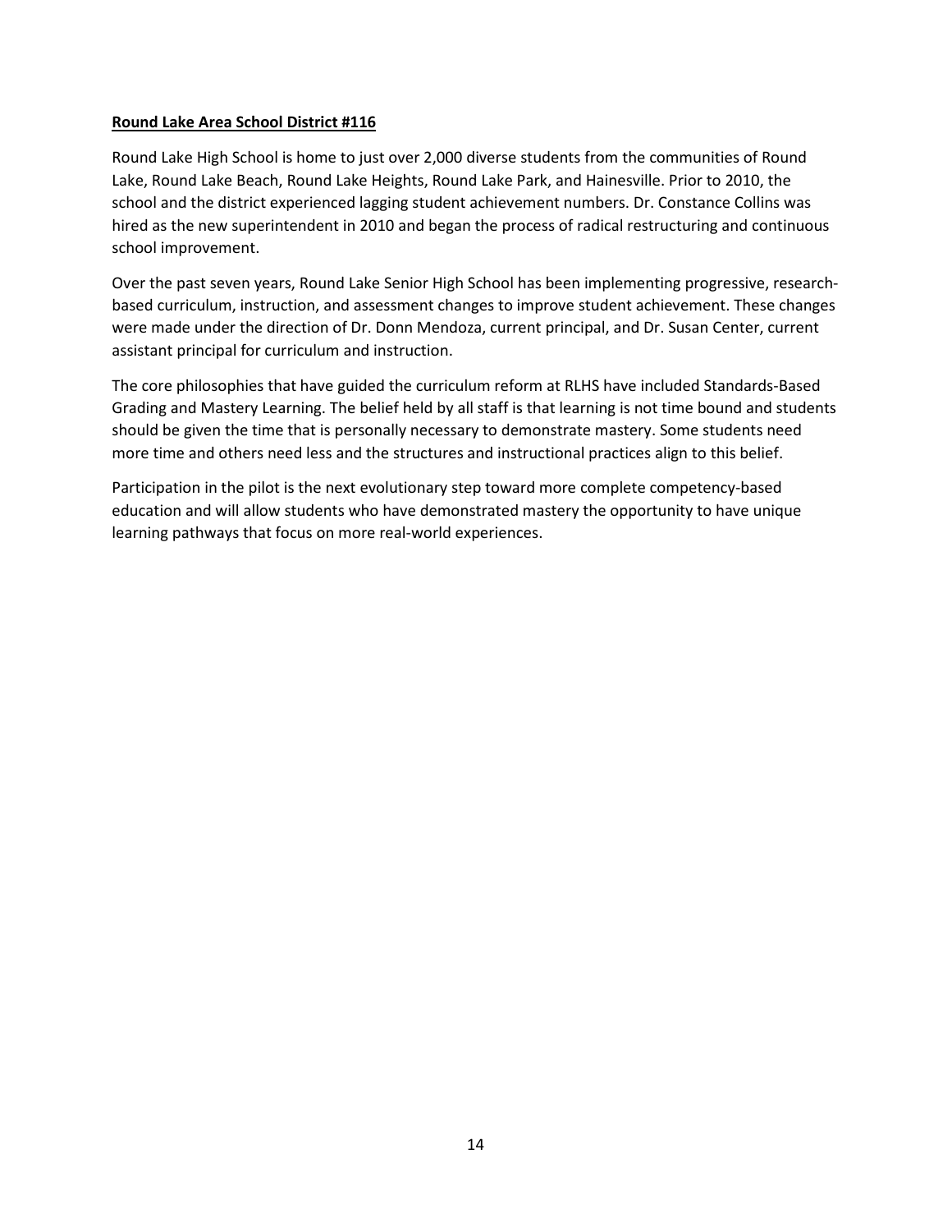**Round Lake Area School District #116**

Round Lake High School is home to just over 2,000 diverse students from the communities of Round Lake, Round Lake Beach, Round Lake Heights, Round Lake Park, and Hainesville. Prior to 2010, the school and the district experienced lagging student achievement numbers. Dr. Constance Collins was hired as the new superintendent in 2010 and began the process of radical restructuring and continuous school improvement.

Over the past seven years, Round Lake Senior High School has been implementing progressive, research-based curriculum, instruction, and assessment changes to improve student achievement. These changes were made under the direction of Dr. Donn Mendoza, current principal, and Dr. Susan Center, current assistant principal for curriculum and instruction.

The core philosophies that have guided the curriculum reform at RLHS have included Standards-Based Grading and Mastery Learning. The belief held by all staff is that learning is not time bound and students should be given the time that is personally necessary to demonstrate mastery. Some students need more time and others need less and the structures and instructional practices align to this belief.

Participation in the pilot is the next evolutionary step toward more complete competency-based education and will allow students who have demonstrated mastery the opportunity to have unique learning pathways that focus on more real-world experiences.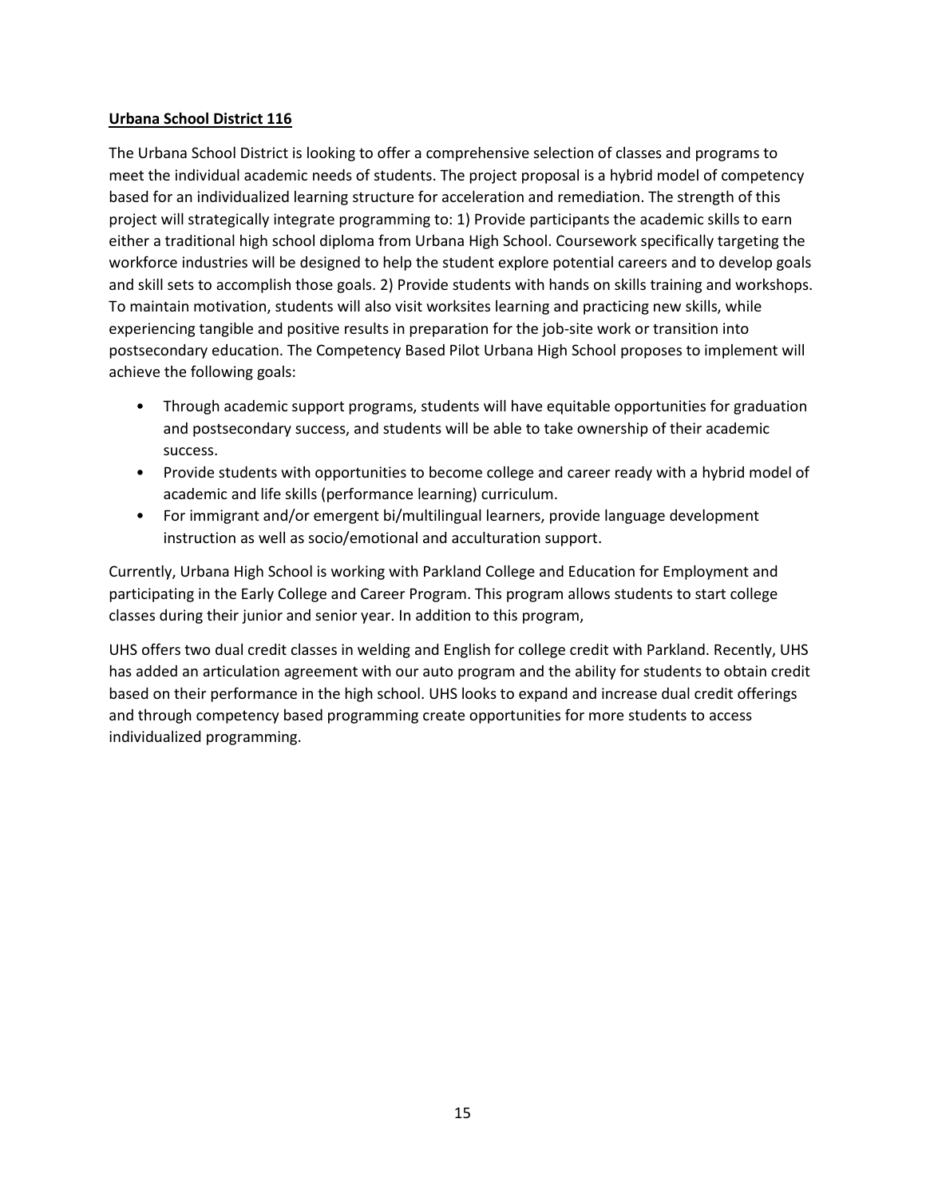**Urbana School District 116**

The Urbana School District is looking to offer a comprehensive selection of classes and programs to meet the individual academic needs of students. The project proposal is a hybrid model of competency based for an individualized learning structure for acceleration and remediation. The strength of this project will strategically integrate programming to: 1) Provide participants the academic skills to earn either a traditional high school diploma from Urbana High School. Coursework specifically targeting the workforce industries will be designed to help the student explore potential careers and to develop goals and skill sets to accomplish those goals. 2) Provide students with hands on skills training and workshops. To maintain motivation, students will also visit worksites learning and practicing new skills, while experiencing tangible and positive results in preparation for the job-site work or transition into postsecondary education. The Competency Based Pilot Urbana High School proposes to implement will achieve the following goals:

- Through academic support programs, students will have equitable opportunities for graduation and postsecondary success, and students will be able to take ownership of their academic success.
- Provide students with opportunities to become college and career ready with a hybrid model of academic and life skills (performance learning) curriculum.
- For immigrant and/or emergent bi/multilingual learners, provide language development instruction as well as socio/emotional and acculturation support.

Currently, Urbana High School is working with Parkland College and Education for Employment and participating in the Early College and Career Program. This program allows students to start college classes during their junior and senior year. In addition to this program,

UHS offers two dual credit classes in welding and English for college credit with Parkland. Recently, UHS has added an articulation agreement with our auto program and the ability for students to obtain credit based on their performance in the high school. UHS looks to expand and increase dual credit offerings and through competency based programming create opportunities for more students to access individualized programming.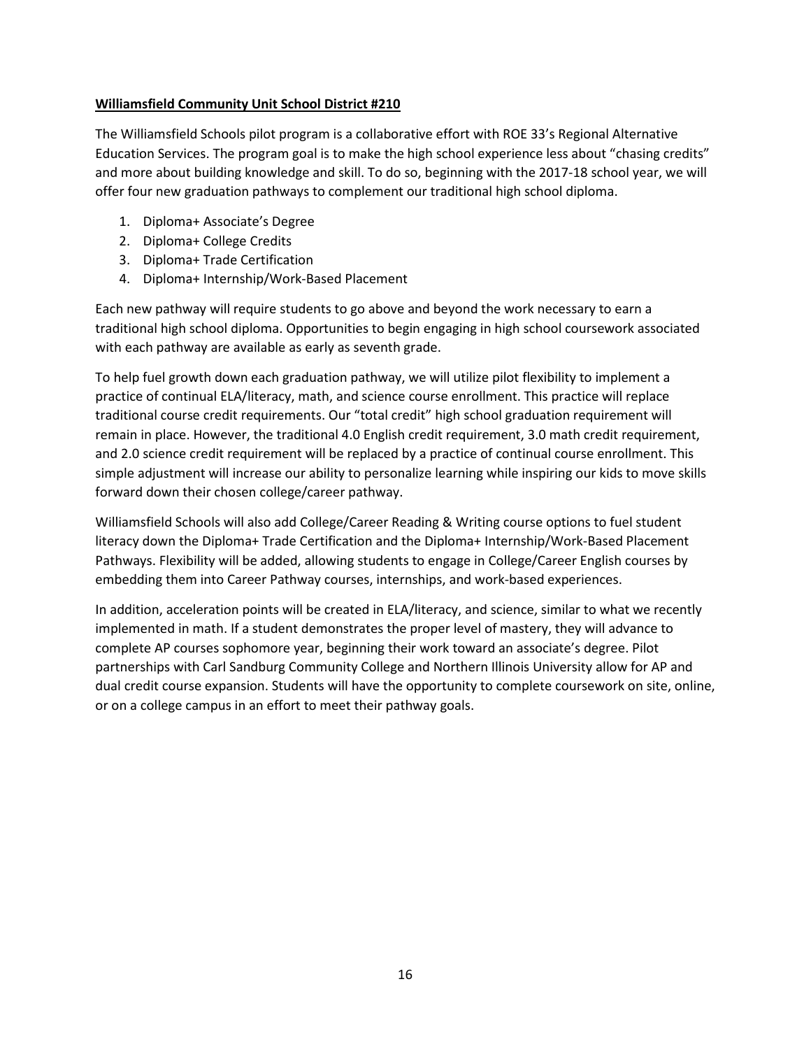**Williamsfield Community Unit School District #210**

The Williamsfield Schools pilot program is a collaborative effort with ROE 33's Regional Alternative Education Services. The program goal is to make the high school experience less about "chasing credits" and more about building knowledge and skill. To do so, beginning with the 2017-18 school year, we will offer four new graduation pathways to complement our traditional high school diploma.

1. Diploma+ Associate's Degree
2. Diploma+ College Credits
3. Diploma+ Trade Certification
4. Diploma+ Internship/Work-Based Placement

Each new pathway will require students to go above and beyond the work necessary to earn a traditional high school diploma. Opportunities to begin engaging in high school coursework associated with each pathway are available as early as seventh grade.

To help fuel growth down each graduation pathway, we will utilize pilot flexibility to implement a practice of continual ELA/literacy, math, and science course enrollment. This practice will replace traditional course credit requirements. Our "total credit" high school graduation requirement will remain in place. However, the traditional 4.0 English credit requirement, 3.0 math credit requirement, and 2.0 science credit requirement will be replaced by a practice of continual course enrollment. This simple adjustment will increase our ability to personalize learning while inspiring our kids to move skills forward down their chosen college/career pathway.

Williamsfield Schools will also add College/Career Reading & Writing course options to fuel student literacy down the Diploma+ Trade Certification and the Diploma+ Internship/Work-Based Placement Pathways. Flexibility will be added, allowing students to engage in College/Career English courses by embedding them into Career Pathway courses, internships, and work-based experiences.

In addition, acceleration points will be created in ELA/literacy, and science, similar to what we recently implemented in math. If a student demonstrates the proper level of mastery, they will advance to complete AP courses sophomore year, beginning their work toward an associate's degree. Pilot partnerships with Carl Sandburg Community College and Northern Illinois University allow for AP and dual credit course expansion. Students will have the opportunity to complete coursework on site, online, or on a college campus in an effort to meet their pathway goals.